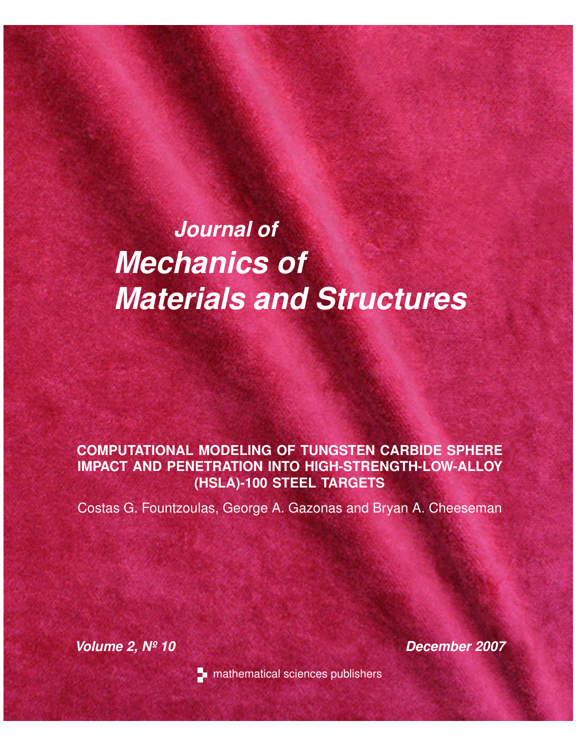# Journal of Mechanics of Materials and Structures

## COMPUTATIONAL MODELING OF TUNGSTEN CARBIDE SPHERE IMPACT AND PENETRATION INTO HIGH-STRENGTH-LOW-ALLOY (HSLA)-100 STEEL TARGETS

Costas G. Fountzoulas, George A. Gazonas and Bryan A. Cheeseman

*Volume 2, № 10* *December 2007*

mathematical sciences publishers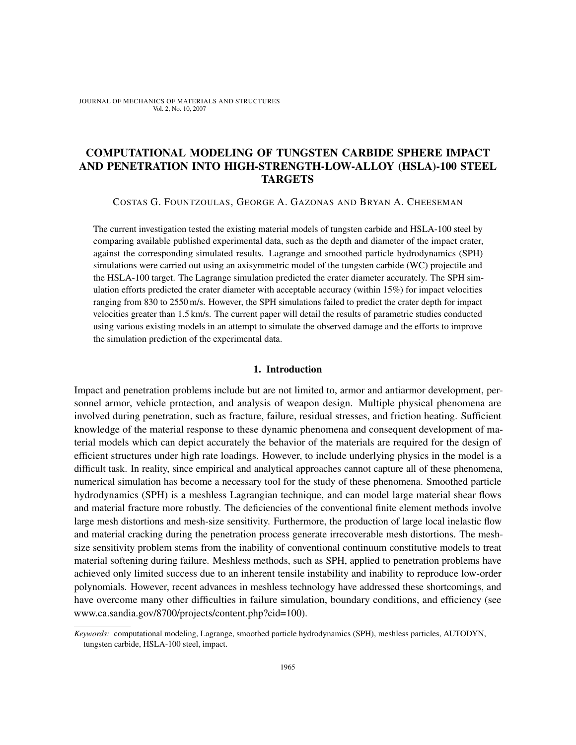# COMPUTATIONAL MODELING OF TUNGSTEN CARBIDE SPHERE IMPACT AND PENETRATION INTO HIGH-STRENGTH-LOW-ALLOY (HSLA)-100 STEEL TARGETS

COSTAS G. FOUNTZOULAS, GEORGE A. GAZONAS AND BRYAN A. CHEESEMAN

The current investigation tested the existing material models of tungsten carbide and HSLA-100 steel by comparing available published experimental data, such as the depth and diameter of the impact crater, against the corresponding simulated results. Lagrange and smoothed particle hydrodynamics (SPH) simulations were carried out using an axisymmetric model of the tungsten carbide (WC) projectile and the HSLA-100 target. The Lagrange simulation predicted the crater diameter accurately. The SPH simulation efforts predicted the crater diameter with acceptable accuracy (within 15%) for impact velocities ranging from 830 to 2550 m/s. However, the SPH simulations failed to predict the crater depth for impact velocities greater than 1.5 km/s. The current paper will detail the results of parametric studies conducted using various existing models in an attempt to simulate the observed damage and the efforts to improve the simulation prediction of the experimental data.

## 1. Introduction

Impact and penetration problems include but are not limited to, armor and antiarmor development, personnel armor, vehicle protection, and analysis of weapon design. Multiple physical phenomena are involved during penetration, such as fracture, failure, residual stresses, and friction heating. Sufficient knowledge of the material response to these dynamic phenomena and consequent development of material models which can depict accurately the behavior of the materials are required for the design of efficient structures under high rate loadings. However, to include underlying physics in the model is a difficult task. In reality, since empirical and analytical approaches cannot capture all of these phenomena, numerical simulation has become a necessary tool for the study of these phenomena. Smoothed particle hydrodynamics (SPH) is a meshless Lagrangian technique, and can model large material shear flows and material fracture more robustly. The deficiencies of the conventional finite element methods involve large mesh distortions and mesh-size sensitivity. Furthermore, the production of large local inelastic flow and material cracking during the penetration process generate irrecoverable mesh distortions. The mesh-size sensitivity problem stems from the inability of conventional continuum constitutive models to treat material softening during failure. Meshless methods, such as SPH, applied to penetration problems have achieved only limited success due to an inherent tensile instability and inability to reproduce low-order polynomials. However, recent advances in meshless technology have addressed these shortcomings, and have overcome many other difficulties in failure simulation, boundary conditions, and efficiency (see www.ca.sandia.gov/8700/projects/content.php?cid=100).

*Keywords:* computational modeling, Lagrange, smoothed particle hydrodynamics (SPH), meshless particles, AUTODYN, tungsten carbide, HSLA-100 steel, impact.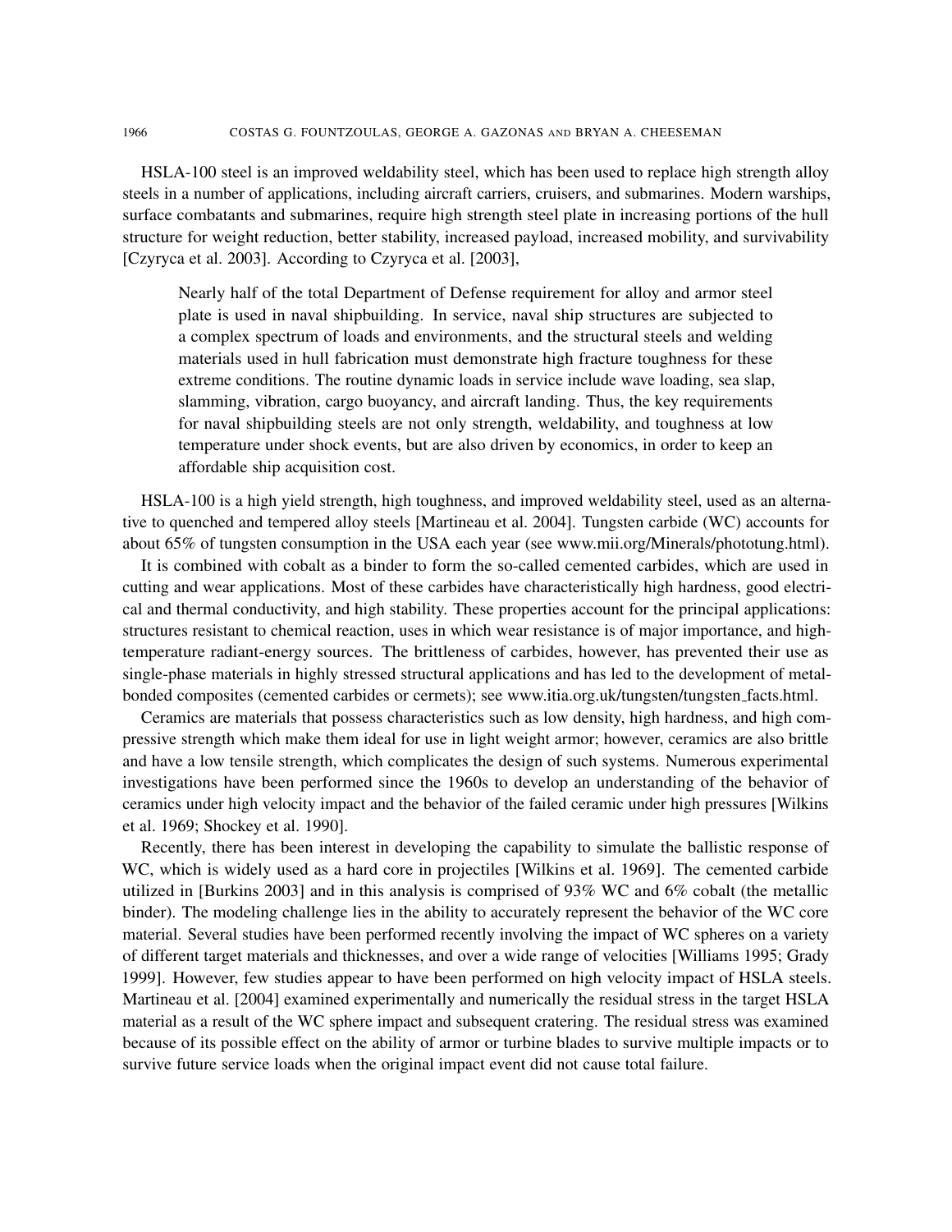HSLA-100 steel is an improved weldability steel, which has been used to replace high strength alloy steels in a number of applications, including aircraft carriers, cruisers, and submarines. Modern warships, surface combatants and submarines, require high strength steel plate in increasing portions of the hull structure for weight reduction, better stability, increased payload, increased mobility, and survivability [Czyryca et al. 2003]. According to Czyryca et al. [2003],

> Nearly half of the total Department of Defense requirement for alloy and armor steel plate is used in naval shipbuilding. In service, naval ship structures are subjected to a complex spectrum of loads and environments, and the structural steels and welding materials used in hull fabrication must demonstrate high fracture toughness for these extreme conditions. The routine dynamic loads in service include wave loading, sea slap, slamming, vibration, cargo buoyancy, and aircraft landing. Thus, the key requirements for naval shipbuilding steels are not only strength, weldability, and toughness at low temperature under shock events, but are also driven by economics, in order to keep an affordable ship acquisition cost.

HSLA-100 is a high yield strength, high toughness, and improved weldability steel, used as an alternative to quenched and tempered alloy steels [Martineau et al. 2004]. Tungsten carbide (WC) accounts for about 65% of tungsten consumption in the USA each year (see www.mii.org/Minerals/phototung.html).

It is combined with cobalt as a binder to form the so-called cemented carbides, which are used in cutting and wear applications. Most of these carbides have characteristically high hardness, good electrical and thermal conductivity, and high stability. These properties account for the principal applications: structures resistant to chemical reaction, uses in which wear resistance is of major importance, and high-temperature radiant-energy sources. The brittleness of carbides, however, has prevented their use as single-phase materials in highly stressed structural applications and has led to the development of metal-bonded composites (cemented carbides or cermets); see www.itia.org.uk/tungsten/tungsten_facts.html.

Ceramics are materials that possess characteristics such as low density, high hardness, and high compressive strength which make them ideal for use in light weight armor; however, ceramics are also brittle and have a low tensile strength, which complicates the design of such systems. Numerous experimental investigations have been performed since the 1960s to develop an understanding of the behavior of ceramics under high velocity impact and the behavior of the failed ceramic under high pressures [Wilkins et al. 1969; Shockey et al. 1990].

Recently, there has been interest in developing the capability to simulate the ballistic response of WC, which is widely used as a hard core in projectiles [Wilkins et al. 1969]. The cemented carbide utilized in [Burkins 2003] and in this analysis is comprised of 93% WC and 6% cobalt (the metallic binder). The modeling challenge lies in the ability to accurately represent the behavior of the WC core material. Several studies have been performed recently involving the impact of WC spheres on a variety of different target materials and thicknesses, and over a wide range of velocities [Williams 1995; Grady 1999]. However, few studies appear to have been performed on high velocity impact of HSLA steels. Martineau et al. [2004] examined experimentally and numerically the residual stress in the target HSLA material as a result of the WC sphere impact and subsequent cratering. The residual stress was examined because of its possible effect on the ability of armor or turbine blades to survive multiple impacts or to survive future service loads when the original impact event did not cause total failure.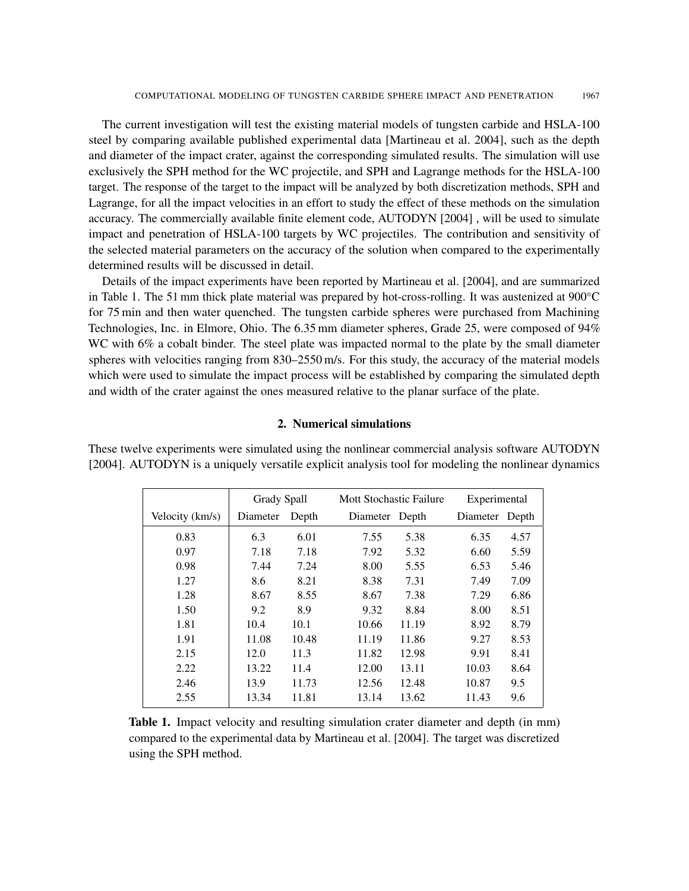The current investigation will test the existing material models of tungsten carbide and HSLA-100 steel by comparing available published experimental data [Martineau et al. 2004], such as the depth and diameter of the impact crater, against the corresponding simulated results. The simulation will use exclusively the SPH method for the WC projectile, and SPH and Lagrange methods for the HSLA-100 target. The response of the target to the impact will be analyzed by both discretization methods, SPH and Lagrange, for all the impact velocities in an effort to study the effect of these methods on the simulation accuracy. The commercially available finite element code, AUTODYN [2004] , will be used to simulate impact and penetration of HSLA-100 targets by WC projectiles. The contribution and sensitivity of the selected material parameters on the accuracy of the solution when compared to the experimentally determined results will be discussed in detail.

Details of the impact experiments have been reported by Martineau et al. [2004], and are summarized in Table 1. The 51 mm thick plate material was prepared by hot-cross-rolling. It was austenized at 900°C for 75 min and then water quenched. The tungsten carbide spheres were purchased from Machining Technologies, Inc. in Elmore, Ohio. The 6.35 mm diameter spheres, Grade 25, were composed of 94% WC with 6% a cobalt binder. The steel plate was impacted normal to the plate by the small diameter spheres with velocities ranging from 830–2550 m/s. For this study, the accuracy of the material models which were used to simulate the impact process will be established by comparing the simulated depth and width of the crater against the ones measured relative to the planar surface of the plate.

## 2. Numerical simulations

These twelve experiments were simulated using the nonlinear commercial analysis software AUTODYN [2004]. AUTODYN is a uniquely versatile explicit analysis tool for modeling the nonlinear dynamics

| | Grady Spall | | Mott Stochastic Failure | | Experimental | |
|---|---|---|---|---|---|---|
| Velocity (km/s) | Diameter | Depth | Diameter | Depth | Diameter | Depth |
| 0.83 | 6.3 | 6.01 | 7.55 | 5.38 | 6.35 | 4.57 |
| 0.97 | 7.18 | 7.18 | 7.92 | 5.32 | 6.60 | 5.59 |
| 0.98 | 7.44 | 7.24 | 8.00 | 5.55 | 6.53 | 5.46 |
| 1.27 | 8.6 | 8.21 | 8.38 | 7.31 | 7.49 | 7.09 |
| 1.28 | 8.67 | 8.55 | 8.67 | 7.38 | 7.29 | 6.86 |
| 1.50 | 9.2 | 8.9 | 9.32 | 8.84 | 8.00 | 8.51 |
| 1.81 | 10.4 | 10.1 | 10.66 | 11.19 | 8.92 | 8.79 |
| 1.91 | 11.08 | 10.48 | 11.19 | 11.86 | 9.27 | 8.53 |
| 2.15 | 12.0 | 11.3 | 11.82 | 12.98 | 9.91 | 8.41 |
| 2.22 | 13.22 | 11.4 | 12.00 | 13.11 | 10.03 | 8.64 |
| 2.46 | 13.9 | 11.73 | 12.56 | 12.48 | 10.87 | 9.5 |
| 2.55 | 13.34 | 11.81 | 13.14 | 13.62 | 11.43 | 9.6 |

**Table 1.** Impact velocity and resulting simulation crater diameter and depth (in mm) compared to the experimental data by Martineau et al. [2004]. The target was discretized using the SPH method.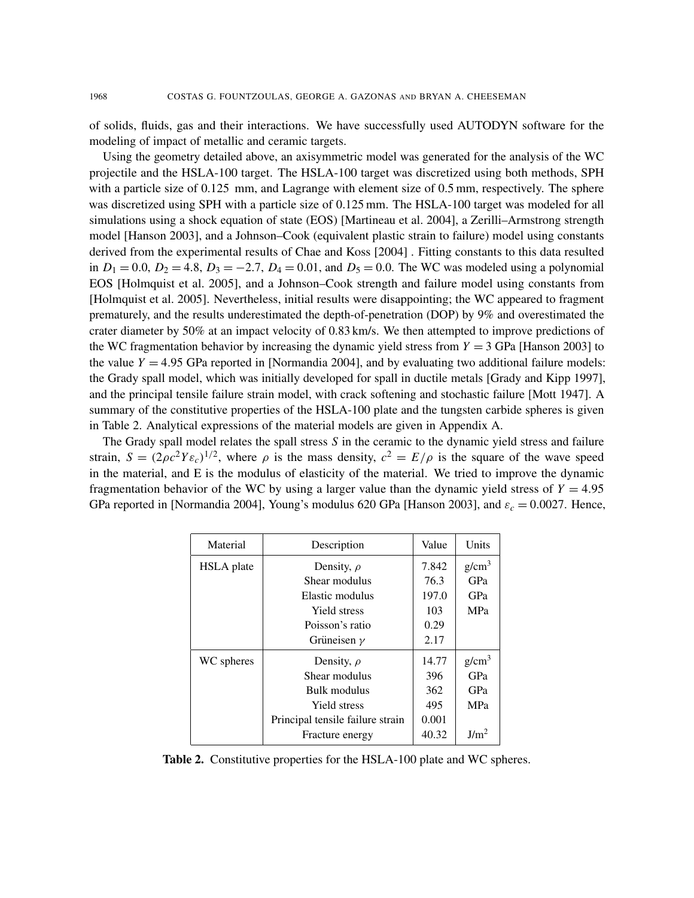of solids, fluids, gas and their interactions. We have successfully used AUTODYN software for the modeling of impact of metallic and ceramic targets.

Using the geometry detailed above, an axisymmetric model was generated for the analysis of the WC projectile and the HSLA-100 target. The HSLA-100 target was discretized using both methods, SPH with a particle size of 0.125 mm, and Lagrange with element size of 0.5 mm, respectively. The sphere was discretized using SPH with a particle size of 0.125 mm. The HSLA-100 target was modeled for all simulations using a shock equation of state (EOS) [Martineau et al. 2004], a Zerilli–Armstrong strength model [Hanson 2003], and a Johnson–Cook (equivalent plastic strain to failure) model using constants derived from the experimental results of Chae and Koss [2004] . Fitting constants to this data resulted in $D_1 = 0.0$, $D_2 = 4.8$, $D_3 = -2.7$, $D_4 = 0.01$, and $D_5 = 0.0$. The WC was modeled using a polynomial EOS [Holmquist et al. 2005], and a Johnson–Cook strength and failure model using constants from [Holmquist et al. 2005]. Nevertheless, initial results were disappointing; the WC appeared to fragment prematurely, and the results underestimated the depth-of-penetration (DOP) by 9% and overestimated the crater diameter by 50% at an impact velocity of 0.83 km/s. We then attempted to improve predictions of the WC fragmentation behavior by increasing the dynamic yield stress from $Y = 3$ GPa [Hanson 2003] to the value $Y = 4.95$ GPa reported in [Normandia 2004], and by evaluating two additional failure models: the Grady spall model, which was initially developed for spall in ductile metals [Grady and Kipp 1997], and the principal tensile failure strain model, with crack softening and stochastic failure [Mott 1947]. A summary of the constitutive properties of the HSLA-100 plate and the tungsten carbide spheres is given in Table 2. Analytical expressions of the material models are given in Appendix A.

The Grady spall model relates the spall stress $S$ in the ceramic to the dynamic yield stress and failure strain, $S = (2\rho c^2 Y \varepsilon_c)^{1/2}$, where $\rho$ is the mass density, $c^2 = E/\rho$ is the square of the wave speed in the material, and E is the modulus of elasticity of the material. We tried to improve the dynamic fragmentation behavior of the WC by using a larger value than the dynamic yield stress of $Y = 4.95$ GPa reported in [Normandia 2004], Young's modulus 620 GPa [Hanson 2003], and $\varepsilon_c = 0.0027$. Hence,

| Material | Description | Value | Units |
|---|---|---|---|
| HSLA plate | Density, $\rho$ | 7.842 | g/cm$^3$ |
| | Shear modulus | 76.3 | GPa |
| | Elastic modulus | 197.0 | GPa |
| | Yield stress | 103 | MPa |
| | Poisson's ratio | 0.29 | |
| | Grüneisen $\gamma$ | 2.17 | |
| WC spheres | Density, $\rho$ | 14.77 | g/cm$^3$ |
| | Shear modulus | 396 | GPa |
| | Bulk modulus | 362 | GPa |
| | Yield stress | 495 | MPa |
| | Principal tensile failure strain | 0.001 | |
| | Fracture energy | 40.32 | J/m$^2$ |

**Table 2.** Constitutive properties for the HSLA-100 plate and WC spheres.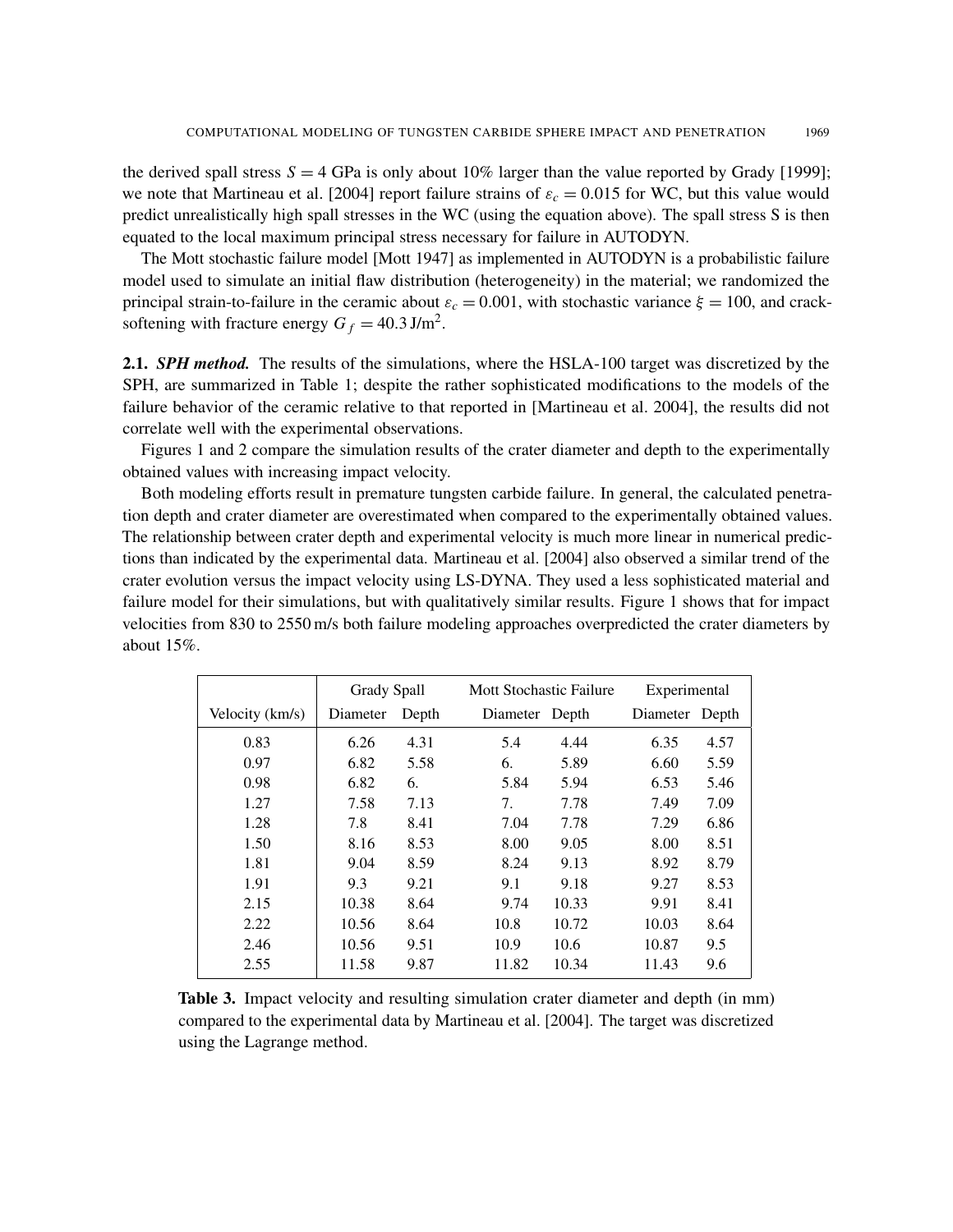the derived spall stress $S = 4$ GPa is only about 10% larger than the value reported by Grady [1999]; we note that Martineau et al. [2004] report failure strains of $\varepsilon_c = 0.015$ for WC, but this value would predict unrealistically high spall stresses in the WC (using the equation above). The spall stress S is then equated to the local maximum principal stress necessary for failure in AUTODYN.

The Mott stochastic failure model [Mott 1947] as implemented in AUTODYN is a probabilistic failure model used to simulate an initial flaw distribution (heterogeneity) in the material; we randomized the principal strain-to-failure in the ceramic about $\varepsilon_c = 0.001$, with stochastic variance $\xi = 100$, and crack-softening with fracture energy $G_f = 40.3\,\text{J/m}^2$.

**2.1.** ***SPH method.*** The results of the simulations, where the HSLA-100 target was discretized by the SPH, are summarized in Table 1; despite the rather sophisticated modifications to the models of the failure behavior of the ceramic relative to that reported in [Martineau et al. 2004], the results did not correlate well with the experimental observations.

Figures 1 and 2 compare the simulation results of the crater diameter and depth to the experimentally obtained values with increasing impact velocity.

Both modeling efforts result in premature tungsten carbide failure. In general, the calculated penetration depth and crater diameter are overestimated when compared to the experimentally obtained values. The relationship between crater depth and experimental velocity is much more linear in numerical predictions than indicated by the experimental data. Martineau et al. [2004] also observed a similar trend of the crater evolution versus the impact velocity using LS-DYNA. They used a less sophisticated material and failure model for their simulations, but with qualitatively similar results. Figure 1 shows that for impact velocities from 830 to 2550 m/s both failure modeling approaches overpredicted the crater diameters by about 15%.

| | Grady Spall | | Mott Stochastic Failure | | Experimental | |
|---|---|---|---|---|---|---|
| Velocity (km/s) | Diameter | Depth | Diameter | Depth | Diameter | Depth |
| 0.83 | 6.26 | 4.31 | 5.4 | 4.44 | 6.35 | 4.57 |
| 0.97 | 6.82 | 5.58 | 6. | 5.89 | 6.60 | 5.59 |
| 0.98 | 6.82 | 6. | 5.84 | 5.94 | 6.53 | 5.46 |
| 1.27 | 7.58 | 7.13 | 7. | 7.78 | 7.49 | 7.09 |
| 1.28 | 7.8 | 8.41 | 7.04 | 7.78 | 7.29 | 6.86 |
| 1.50 | 8.16 | 8.53 | 8.00 | 9.05 | 8.00 | 8.51 |
| 1.81 | 9.04 | 8.59 | 8.24 | 9.13 | 8.92 | 8.79 |
| 1.91 | 9.3 | 9.21 | 9.1 | 9.18 | 9.27 | 8.53 |
| 2.15 | 10.38 | 8.64 | 9.74 | 10.33 | 9.91 | 8.41 |
| 2.22 | 10.56 | 8.64 | 10.8 | 10.72 | 10.03 | 8.64 |
| 2.46 | 10.56 | 9.51 | 10.9 | 10.6 | 10.87 | 9.5 |
| 2.55 | 11.58 | 9.87 | 11.82 | 10.34 | 11.43 | 9.6 |

**Table 3.** Impact velocity and resulting simulation crater diameter and depth (in mm) compared to the experimental data by Martineau et al. [2004]. The target was discretized using the Lagrange method.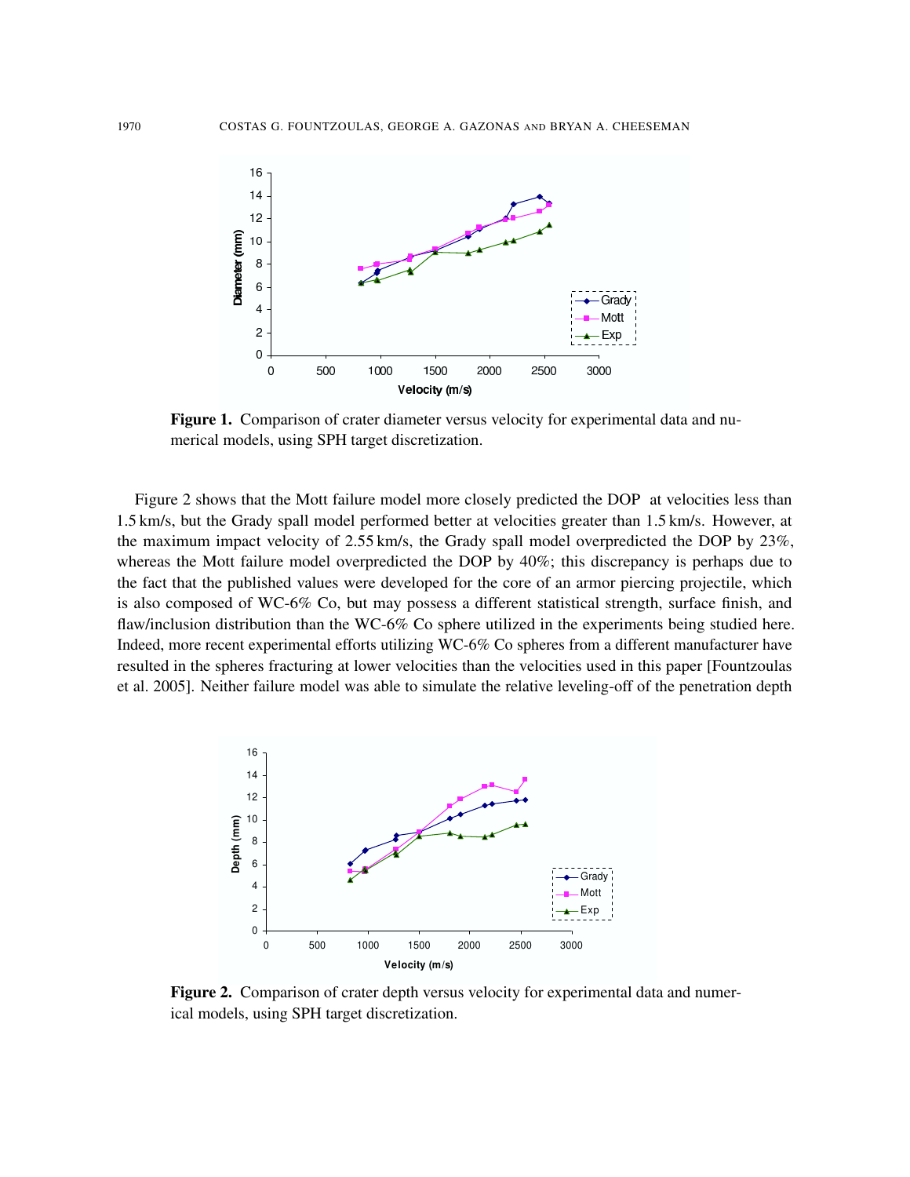Figure 1. Comparison of crater diameter versus velocity for experimental data and numerical models, using SPH target discretization.

Figure 2 shows that the Mott failure model more closely predicted the DOP at velocities less than 1.5 km/s, but the Grady spall model performed better at velocities greater than 1.5 km/s. However, at the maximum impact velocity of 2.55 km/s, the Grady spall model overpredicted the DOP by 23%, whereas the Mott failure model overpredicted the DOP by 40%; this discrepancy is perhaps due to the fact that the published values were developed for the core of an armor piercing projectile, which is also composed of WC-6% Co, but may possess a different statistical strength, surface finish, and flaw/inclusion distribution than the WC-6% Co sphere utilized in the experiments being studied here. Indeed, more recent experimental efforts utilizing WC-6% Co spheres from a different manufacturer have resulted in the spheres fracturing at lower velocities than the velocities used in this paper [Fountzoulas et al. 2005]. Neither failure model was able to simulate the relative leveling-off of the penetration depth

Figure 2. Comparison of crater depth versus velocity for experimental data and numerical models, using SPH target discretization.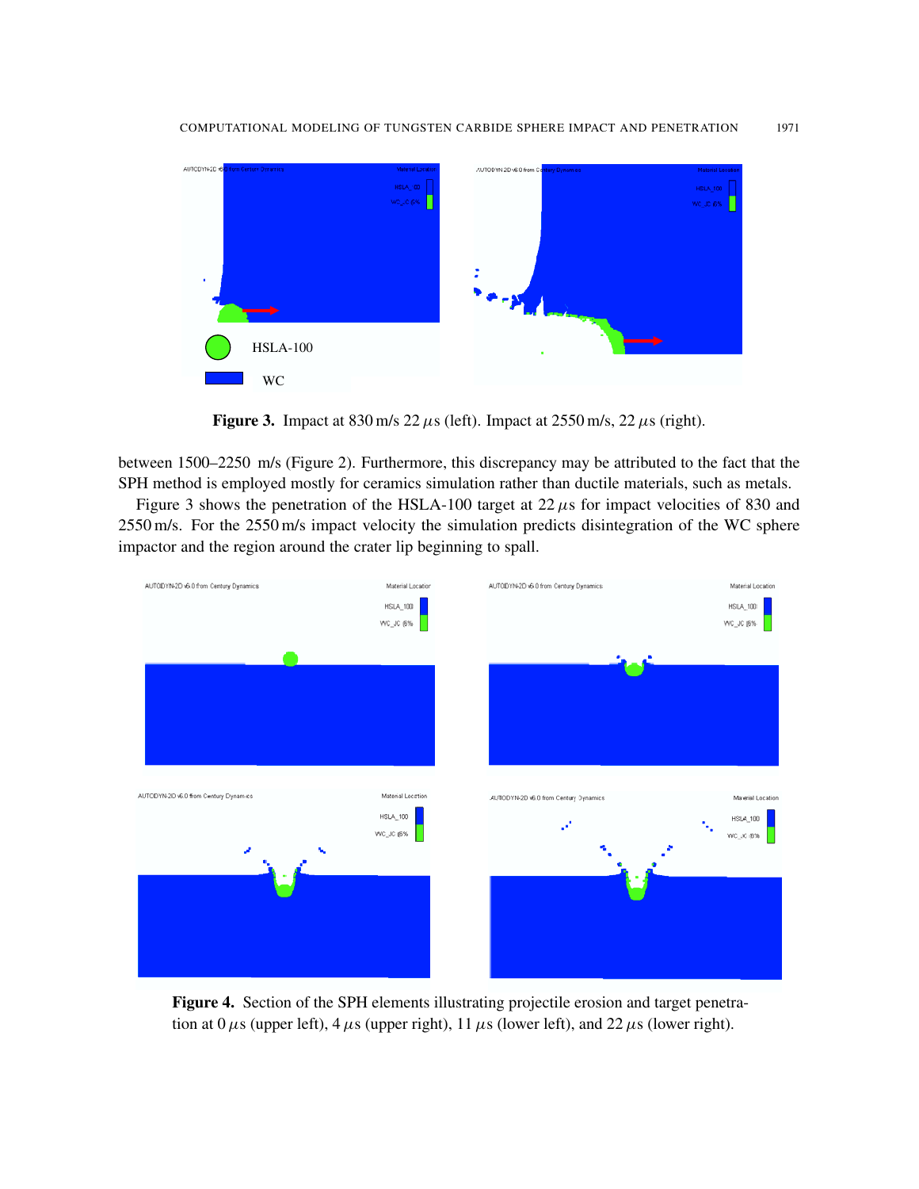**Figure 3.** Impact at 830 m/s 22 $\mu$s (left). Impact at 2550 m/s, 22 $\mu$s (right).

between 1500–2250 m/s (Figure 2). Furthermore, this discrepancy may be attributed to the fact that the SPH method is employed mostly for ceramics simulation rather than ductile materials, such as metals.

Figure 3 shows the penetration of the HSLA-100 target at 22 $\mu$s for impact velocities of 830 and 2550 m/s. For the 2550 m/s impact velocity the simulation predicts disintegration of the WC sphere impactor and the region around the crater lip beginning to spall.

**Figure 4.** Section of the SPH elements illustrating projectile erosion and target penetration at 0 $\mu$s (upper left), 4 $\mu$s (upper right), 11 $\mu$s (lower left), and 22 $\mu$s (lower right).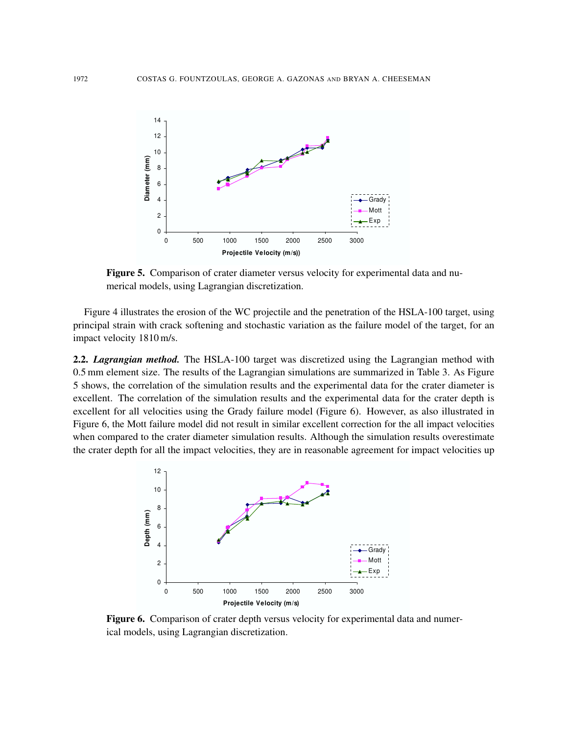**Figure 5.** Comparison of crater diameter versus velocity for experimental data and numerical models, using Lagrangian discretization.

Figure 4 illustrates the erosion of the WC projectile and the penetration of the HSLA-100 target, using principal strain with crack softening and stochastic variation as the failure model of the target, for an impact velocity 1810 m/s.

**2.2.** ***Lagrangian method.*** The HSLA-100 target was discretized using the Lagrangian method with 0.5 mm element size. The results of the Lagrangian simulations are summarized in Table 3. As Figure 5 shows, the correlation of the simulation results and the experimental data for the crater diameter is excellent. The correlation of the simulation results and the experimental data for the crater depth is excellent for all velocities using the Grady failure model (Figure 6). However, as also illustrated in Figure 6, the Mott failure model did not result in similar excellent correction for the all impact velocities when compared to the crater diameter simulation results. Although the simulation results overestimate the crater depth for all the impact velocities, they are in reasonable agreement for impact velocities up

**Figure 6.** Comparison of crater depth versus velocity for experimental data and numerical models, using Lagrangian discretization.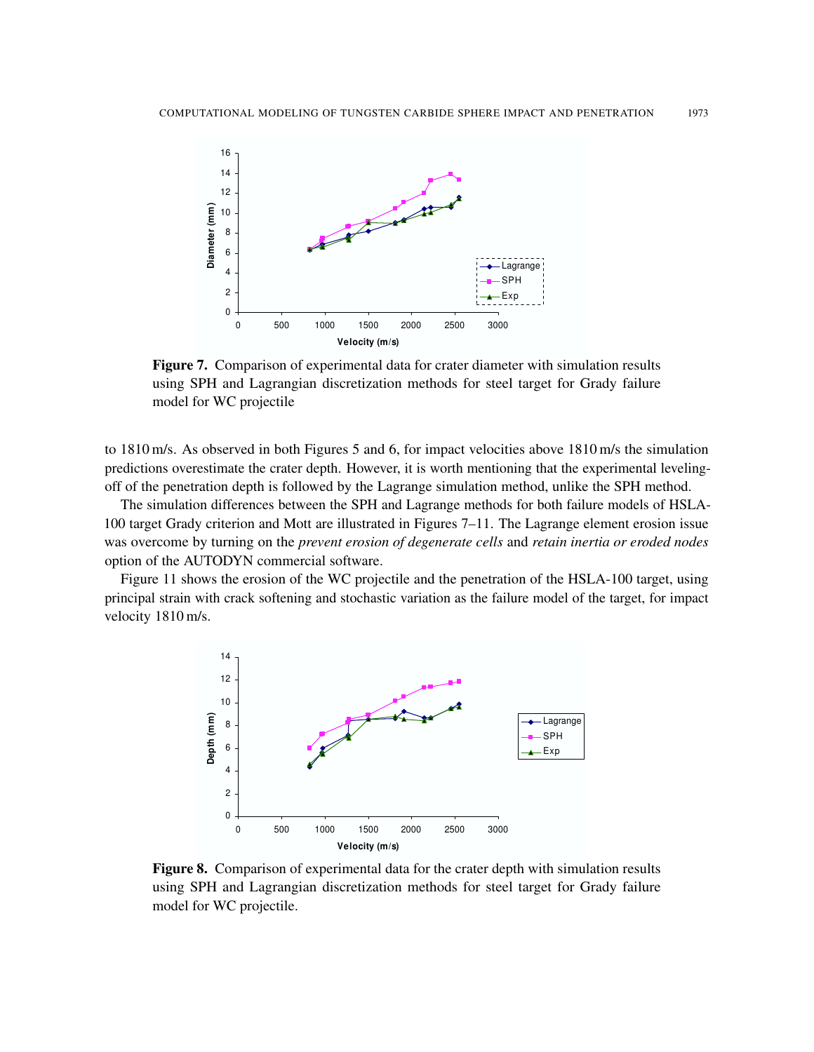**Figure 7.** Comparison of experimental data for crater diameter with simulation results using SPH and Lagrangian discretization methods for steel target for Grady failure model for WC projectile

to 1810 m/s. As observed in both Figures 5 and 6, for impact velocities above 1810 m/s the simulation predictions overestimate the crater depth. However, it is worth mentioning that the experimental leveling-off of the penetration depth is followed by the Lagrange simulation method, unlike the SPH method.

The simulation differences between the SPH and Lagrange methods for both failure models of HSLA-100 target Grady criterion and Mott are illustrated in Figures 7–11. The Lagrange element erosion issue was overcome by turning on the *prevent erosion of degenerate cells* and *retain inertia or eroded nodes* option of the AUTODYN commercial software.

Figure 11 shows the erosion of the WC projectile and the penetration of the HSLA-100 target, using principal strain with crack softening and stochastic variation as the failure model of the target, for impact velocity 1810 m/s.

**Figure 8.** Comparison of experimental data for the crater depth with simulation results using SPH and Lagrangian discretization methods for steel target for Grady failure model for WC projectile.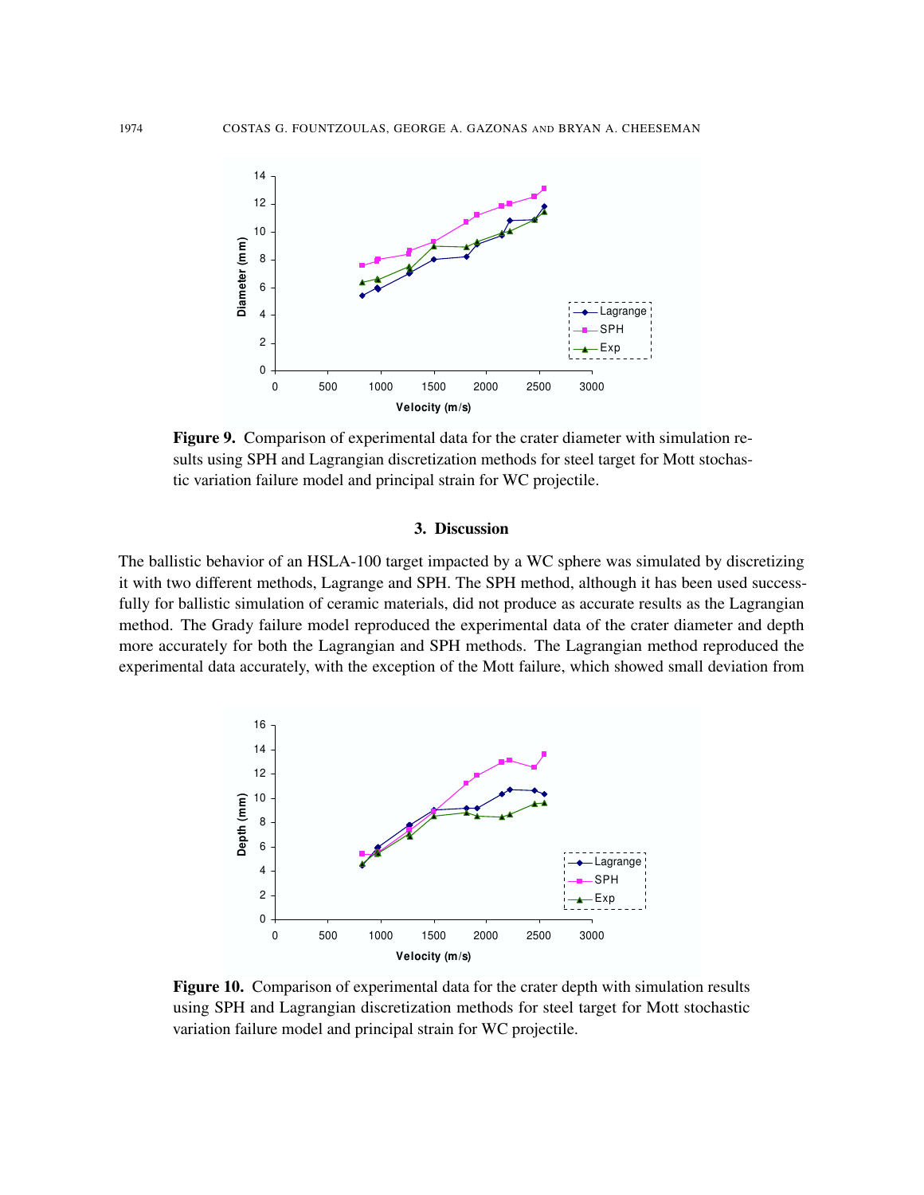**Figure 9.** Comparison of experimental data for the crater diameter with simulation results using SPH and Lagrangian discretization methods for steel target for Mott stochastic variation failure model and principal strain for WC projectile.

## 3. Discussion

The ballistic behavior of an HSLA-100 target impacted by a WC sphere was simulated by discretizing it with two different methods, Lagrange and SPH. The SPH method, although it has been used successfully for ballistic simulation of ceramic materials, did not produce as accurate results as the Lagrangian method. The Grady failure model reproduced the experimental data of the crater diameter and depth more accurately for both the Lagrangian and SPH methods. The Lagrangian method reproduced the experimental data accurately, with the exception of the Mott failure, which showed small deviation from

**Figure 10.** Comparison of experimental data for the crater depth with simulation results using SPH and Lagrangian discretization methods for steel target for Mott stochastic variation failure model and principal strain for WC projectile.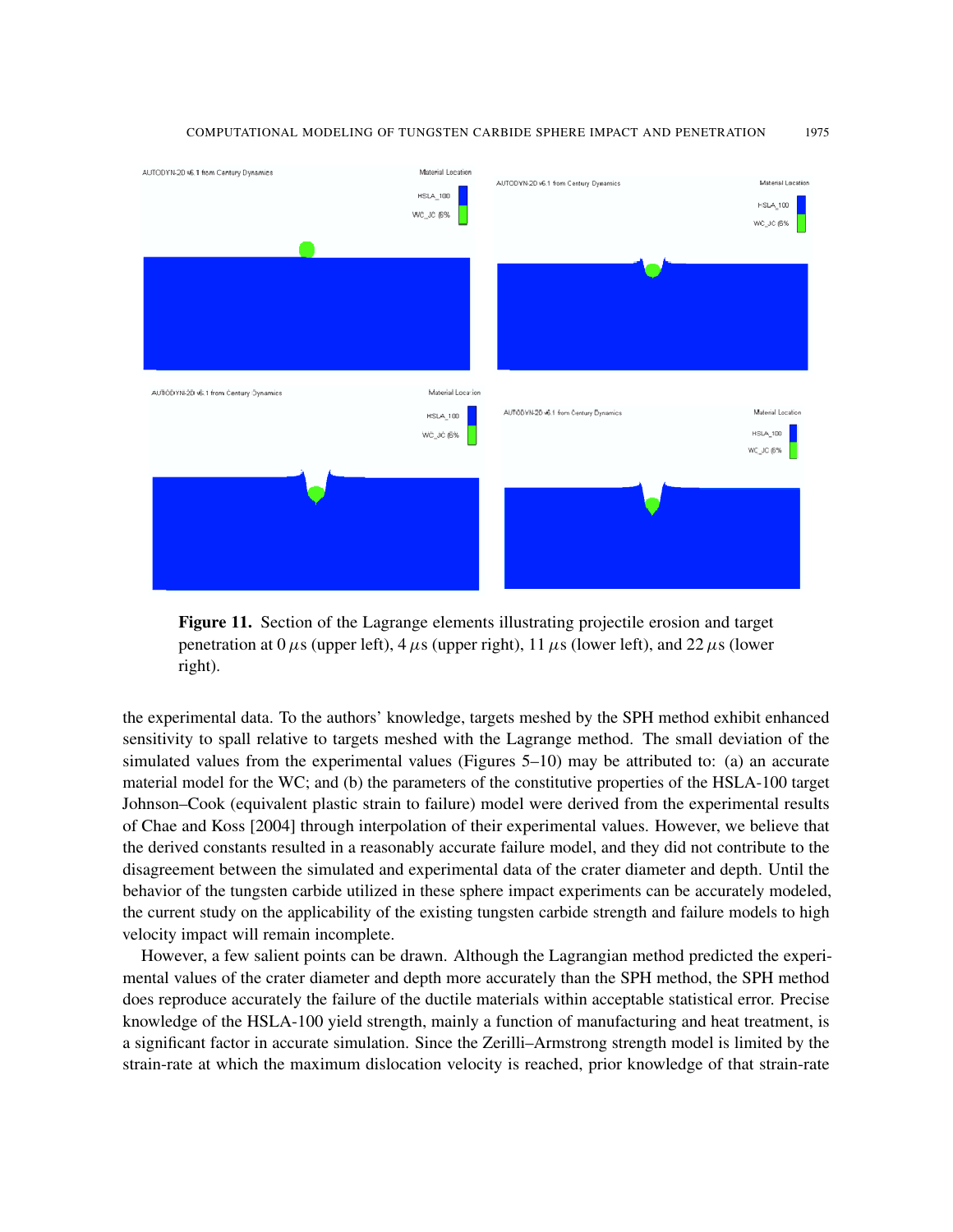**Figure 11.** Section of the Lagrange elements illustrating projectile erosion and target penetration at 0 $\mu$s (upper left), 4 $\mu$s (upper right), 11 $\mu$s (lower left), and 22 $\mu$s (lower right).

the experimental data. To the authors' knowledge, targets meshed by the SPH method exhibit enhanced sensitivity to spall relative to targets meshed with the Lagrange method. The small deviation of the simulated values from the experimental values (Figures 5–10) may be attributed to: (a) an accurate material model for the WC; and (b) the parameters of the constitutive properties of the HSLA-100 target Johnson–Cook (equivalent plastic strain to failure) model were derived from the experimental results of Chae and Koss [2004] through interpolation of their experimental values. However, we believe that the derived constants resulted in a reasonably accurate failure model, and they did not contribute to the disagreement between the simulated and experimental data of the crater diameter and depth. Until the behavior of the tungsten carbide utilized in these sphere impact experiments can be accurately modeled, the current study on the applicability of the existing tungsten carbide strength and failure models to high velocity impact will remain incomplete.

However, a few salient points can be drawn. Although the Lagrangian method predicted the experimental values of the crater diameter and depth more accurately than the SPH method, the SPH method does reproduce accurately the failure of the ductile materials within acceptable statistical error. Precise knowledge of the HSLA-100 yield strength, mainly a function of manufacturing and heat treatment, is a significant factor in accurate simulation. Since the Zerilli–Armstrong strength model is limited by the strain-rate at which the maximum dislocation velocity is reached, prior knowledge of that strain-rate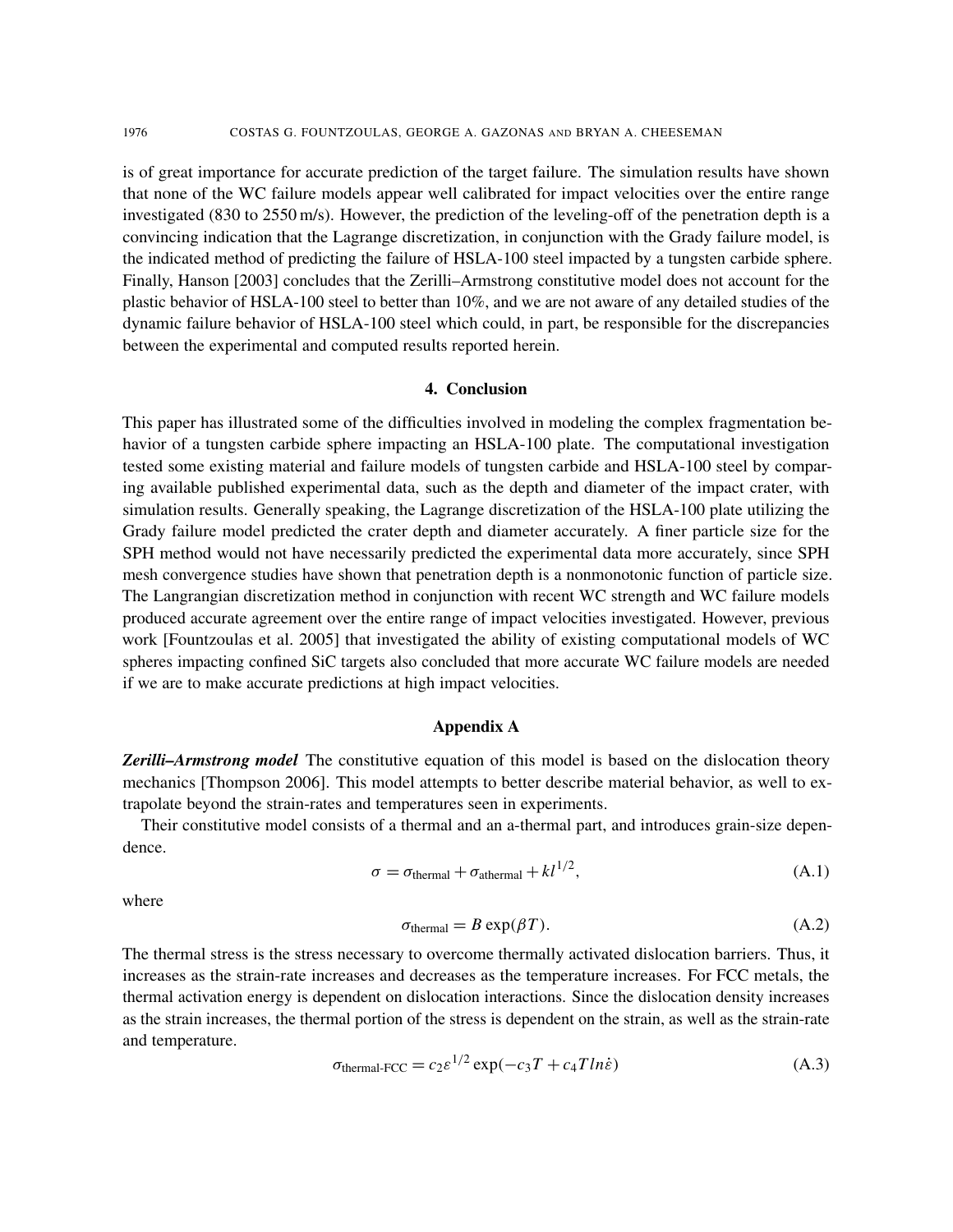is of great importance for accurate prediction of the target failure. The simulation results have shown that none of the WC failure models appear well calibrated for impact velocities over the entire range investigated (830 to 2550 m/s). However, the prediction of the leveling-off of the penetration depth is a convincing indication that the Lagrange discretization, in conjunction with the Grady failure model, is the indicated method of predicting the failure of HSLA-100 steel impacted by a tungsten carbide sphere. Finally, Hanson [2003] concludes that the Zerilli–Armstrong constitutive model does not account for the plastic behavior of HSLA-100 steel to better than 10%, and we are not aware of any detailed studies of the dynamic failure behavior of HSLA-100 steel which could, in part, be responsible for the discrepancies between the experimental and computed results reported herein.

## 4. Conclusion

This paper has illustrated some of the difficulties involved in modeling the complex fragmentation behavior of a tungsten carbide sphere impacting an HSLA-100 plate. The computational investigation tested some existing material and failure models of tungsten carbide and HSLA-100 steel by comparing available published experimental data, such as the depth and diameter of the impact crater, with simulation results. Generally speaking, the Lagrange discretization of the HSLA-100 plate utilizing the Grady failure model predicted the crater depth and diameter accurately. A finer particle size for the SPH method would not have necessarily predicted the experimental data more accurately, since SPH mesh convergence studies have shown that penetration depth is a nonmonotonic function of particle size. The Langrangian discretization method in conjunction with recent WC strength and WC failure models produced accurate agreement over the entire range of impact velocities investigated. However, previous work [Fountzoulas et al. 2005] that investigated the ability of existing computational models of WC spheres impacting confined SiC targets also concluded that more accurate WC failure models are needed if we are to make accurate predictions at high impact velocities.

## Appendix A

***Zerilli–Armstrong model*** The constitutive equation of this model is based on the dislocation theory mechanics [Thompson 2006]. This model attempts to better describe material behavior, as well to extrapolate beyond the strain-rates and temperatures seen in experiments.

Their constitutive model consists of a thermal and an a-thermal part, and introduces grain-size dependence.

$$\sigma = \sigma_{\text{thermal}} + \sigma_{\text{athermal}} + kl^{1/2}, \tag{A.1}$$

where

$$\sigma_{\text{thermal}} = B\exp(\beta T). \tag{A.2}$$

The thermal stress is the stress necessary to overcome thermally activated dislocation barriers. Thus, it increases as the strain-rate increases and decreases as the temperature increases. For FCC metals, the thermal activation energy is dependent on dislocation interactions. Since the dislocation density increases as the strain increases, the thermal portion of the stress is dependent on the strain, as well as the strain-rate and temperature.

$$\sigma_{\text{thermal-FCC}} = c_2 \varepsilon^{1/2} \exp(-c_3 T + c_4 T ln\dot{\varepsilon}) \tag{A.3}$$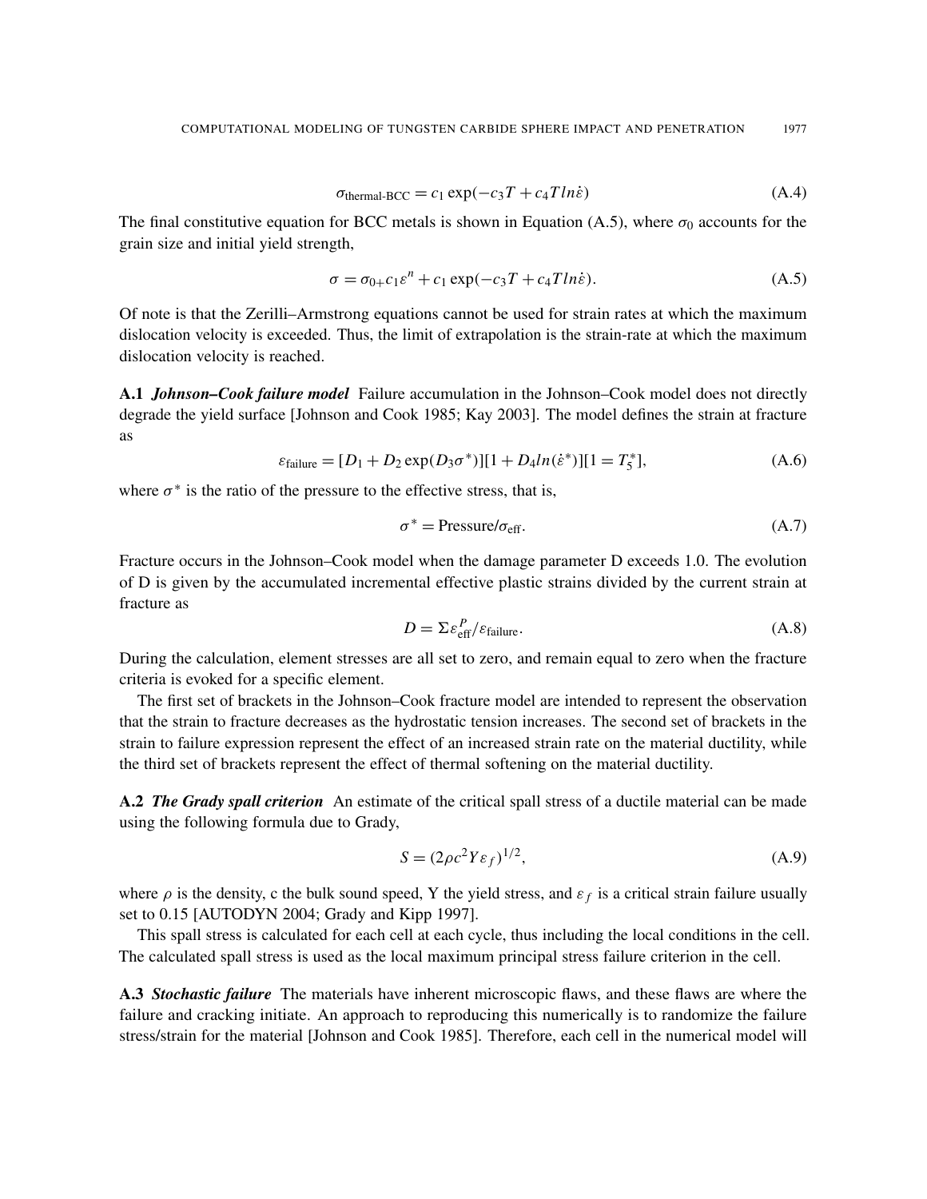$$\sigma_{\text{thermal-BCC}} = c_1 \exp(-c_3 T + c_4 T ln\dot{\varepsilon}) \tag{A.4}$$

The final constitutive equation for BCC metals is shown in Equation (A.5), where $\sigma_0$ accounts for the grain size and initial yield strength,

$$\sigma = \sigma_{0+} c_1 \varepsilon^n + c_1 \exp(-c_3 T + c_4 T ln\dot{\varepsilon}). \tag{A.5}$$

Of note is that the Zerilli–Armstrong equations cannot be used for strain rates at which the maximum dislocation velocity is exceeded. Thus, the limit of extrapolation is the strain-rate at which the maximum dislocation velocity is reached.

**A.1** ***Johnson–Cook failure model*** Failure accumulation in the Johnson–Cook model does not directly degrade the yield surface [Johnson and Cook 1985; Kay 2003]. The model defines the strain at fracture as

$$\varepsilon_{\text{failure}} = [D_1 + D_2 \exp(D_3 \sigma^*)][1 + D_4 ln(\dot{\varepsilon}^*)][1 = T_5^*], \tag{A.6}$$

where $\sigma^*$ is the ratio of the pressure to the effective stress, that is,

$$\sigma^* = \text{Pressure}/\sigma_{\text{eff}}. \tag{A.7}$$

Fracture occurs in the Johnson–Cook model when the damage parameter D exceeds 1.0. The evolution of D is given by the accumulated incremental effective plastic strains divided by the current strain at fracture as

$$D = \Sigma \varepsilon_{\text{eff}}^P / \varepsilon_{\text{failure}}. \tag{A.8}$$

During the calculation, element stresses are all set to zero, and remain equal to zero when the fracture criteria is evoked for a specific element.

The first set of brackets in the Johnson–Cook fracture model are intended to represent the observation that the strain to fracture decreases as the hydrostatic tension increases. The second set of brackets in the strain to failure expression represent the effect of an increased strain rate on the material ductility, while the third set of brackets represent the effect of thermal softening on the material ductility.

**A.2** ***The Grady spall criterion*** An estimate of the critical spall stress of a ductile material can be made using the following formula due to Grady,

$$S = (2\rho c^2 Y \varepsilon_f)^{1/2}, \tag{A.9}$$

where $\rho$ is the density, c the bulk sound speed, Y the yield stress, and $\varepsilon_f$ is a critical strain failure usually set to 0.15 [AUTODYN 2004; Grady and Kipp 1997].

This spall stress is calculated for each cell at each cycle, thus including the local conditions in the cell. The calculated spall stress is used as the local maximum principal stress failure criterion in the cell.

**A.3** ***Stochastic failure*** The materials have inherent microscopic flaws, and these flaws are where the failure and cracking initiate. An approach to reproducing this numerically is to randomize the failure stress/strain for the material [Johnson and Cook 1985]. Therefore, each cell in the numerical model will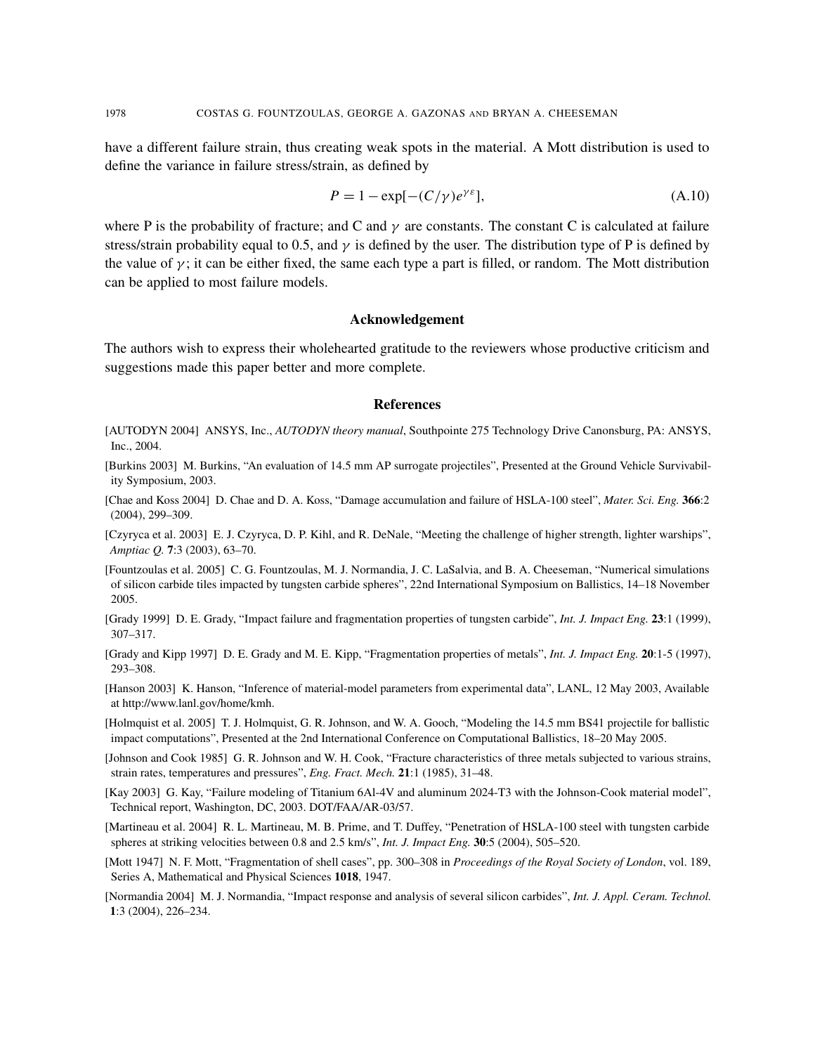have a different failure strain, thus creating weak spots in the material. A Mott distribution is used to define the variance in failure stress/strain, as defined by

$$P = 1 - \exp[-(C/\gamma)e^{\gamma\varepsilon}], \tag{A.10}$$

where P is the probability of fracture; and C and $\gamma$ are constants. The constant C is calculated at failure stress/strain probability equal to 0.5, and $\gamma$ is defined by the user. The distribution type of P is defined by the value of $\gamma$; it can be either fixed, the same each type a part is filled, or random. The Mott distribution can be applied to most failure models.

## Acknowledgement

The authors wish to express their wholehearted gratitude to the reviewers whose productive criticism and suggestions made this paper better and more complete.

## References

[AUTODYN 2004] ANSYS, Inc., *AUTODYN theory manual*, Southpointe 275 Technology Drive Canonsburg, PA: ANSYS, Inc., 2004.

[Burkins 2003] M. Burkins, "An evaluation of 14.5 mm AP surrogate projectiles", Presented at the Ground Vehicle Survivability Symposium, 2003.

[Chae and Koss 2004] D. Chae and D. A. Koss, "Damage accumulation and failure of HSLA-100 steel", *Mater. Sci. Eng.* **366**:2 (2004), 299–309.

[Czyryca et al. 2003] E. J. Czyryca, D. P. Kihl, and R. DeNale, "Meeting the challenge of higher strength, lighter warships", *Amptiac Q.* **7**:3 (2003), 63–70.

[Fountzoulas et al. 2005] C. G. Fountzoulas, M. J. Normandia, J. C. LaSalvia, and B. A. Cheeseman, "Numerical simulations of silicon carbide tiles impacted by tungsten carbide spheres", 22nd International Symposium on Ballistics, 14–18 November 2005.

[Grady 1999] D. E. Grady, "Impact failure and fragmentation properties of tungsten carbide", *Int. J. Impact Eng.* **23**:1 (1999), 307–317.

[Grady and Kipp 1997] D. E. Grady and M. E. Kipp, "Fragmentation properties of metals", *Int. J. Impact Eng.* **20**:1-5 (1997), 293–308.

[Hanson 2003] K. Hanson, "Inference of material-model parameters from experimental data", LANL, 12 May 2003, Available at http://www.lanl.gov/home/kmh.

[Holmquist et al. 2005] T. J. Holmquist, G. R. Johnson, and W. A. Gooch, "Modeling the 14.5 mm BS41 projectile for ballistic impact computations", Presented at the 2nd International Conference on Computational Ballistics, 18–20 May 2005.

[Johnson and Cook 1985] G. R. Johnson and W. H. Cook, "Fracture characteristics of three metals subjected to various strains, strain rates, temperatures and pressures", *Eng. Fract. Mech.* **21**:1 (1985), 31–48.

[Kay 2003] G. Kay, "Failure modeling of Titanium 6Al-4V and aluminum 2024-T3 with the Johnson-Cook material model", Technical report, Washington, DC, 2003. DOT/FAA/AR-03/57.

[Martineau et al. 2004] R. L. Martineau, M. B. Prime, and T. Duffey, "Penetration of HSLA-100 steel with tungsten carbide spheres at striking velocities between 0.8 and 2.5 km/s", *Int. J. Impact Eng.* **30**:5 (2004), 505–520.

[Mott 1947] N. F. Mott, "Fragmentation of shell cases", pp. 300–308 in *Proceedings of the Royal Society of London*, vol. 189, Series A, Mathematical and Physical Sciences **1018**, 1947.

[Normandia 2004] M. J. Normandia, "Impact response and analysis of several silicon carbides", *Int. J. Appl. Ceram. Technol.* **1**:3 (2004), 226–234.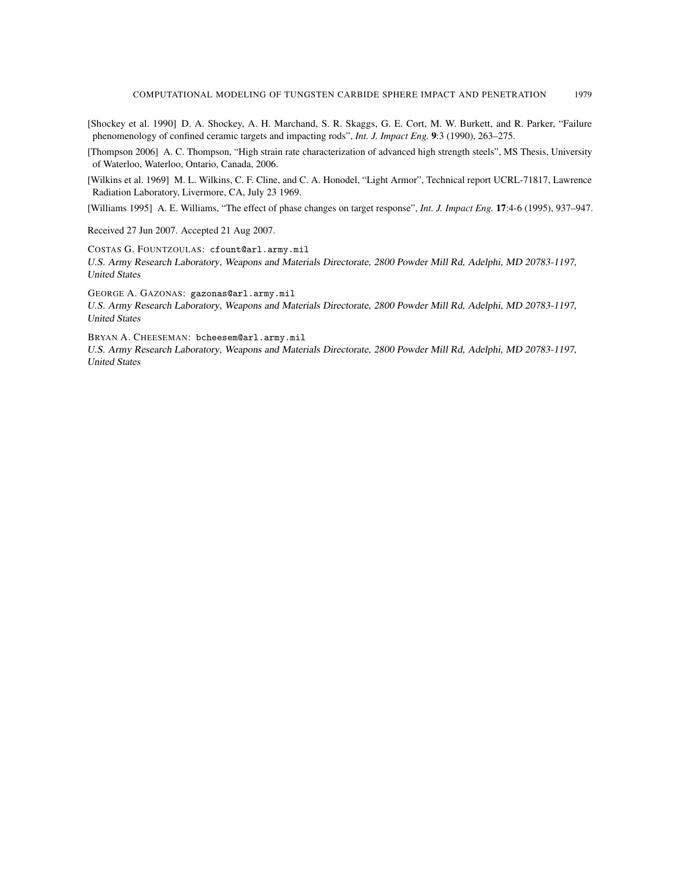[Shockey et al. 1990] D. A. Shockey, A. H. Marchand, S. R. Skaggs, G. E. Cort, M. W. Burkett, and R. Parker, "Failure phenomenology of confined ceramic targets and impacting rods", *Int. J. Impact Eng.* **9**:3 (1990), 263–275.

[Thompson 2006] A. C. Thompson, "High strain rate characterization of advanced high strength steels", MS Thesis, University of Waterloo, Waterloo, Ontario, Canada, 2006.

[Wilkins et al. 1969] M. L. Wilkins, C. F. Cline, and C. A. Honodel, "Light Armor", Technical report UCRL-71817, Lawrence Radiation Laboratory, Livermore, CA, July 23 1969.

[Williams 1995] A. E. Williams, "The effect of phase changes on target response", *Int. J. Impact Eng.* **17**:4-6 (1995), 937–947.

Received 27 Jun 2007. Accepted 21 Aug 2007.

COSTAS G. FOUNTZOULAS: `cfount@arl.army.mil`
*U.S. Army Research Laboratory, Weapons and Materials Directorate, 2800 Powder Mill Rd, Adelphi, MD 20783-1197, United States*

GEORGE A. GAZONAS: `gazonas@arl.army.mil`
*U.S. Army Research Laboratory, Weapons and Materials Directorate, 2800 Powder Mill Rd, Adelphi, MD 20783-1197, United States*

BRYAN A. CHEESEMAN: `bcheesem@arl.army.mil`
*U.S. Army Research Laboratory, Weapons and Materials Directorate, 2800 Powder Mill Rd, Adelphi, MD 20783-1197, United States*